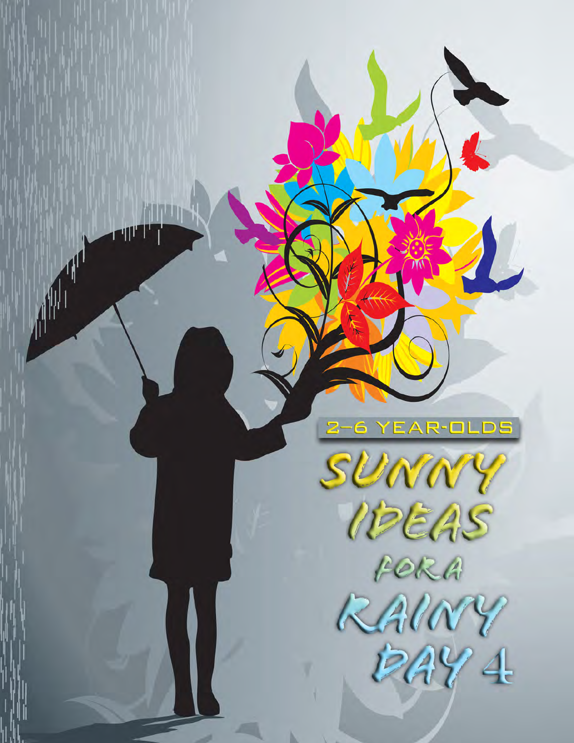2–6 YEAR-OLDS

# SUNNY IDEAS FOR A RAINY DAY 4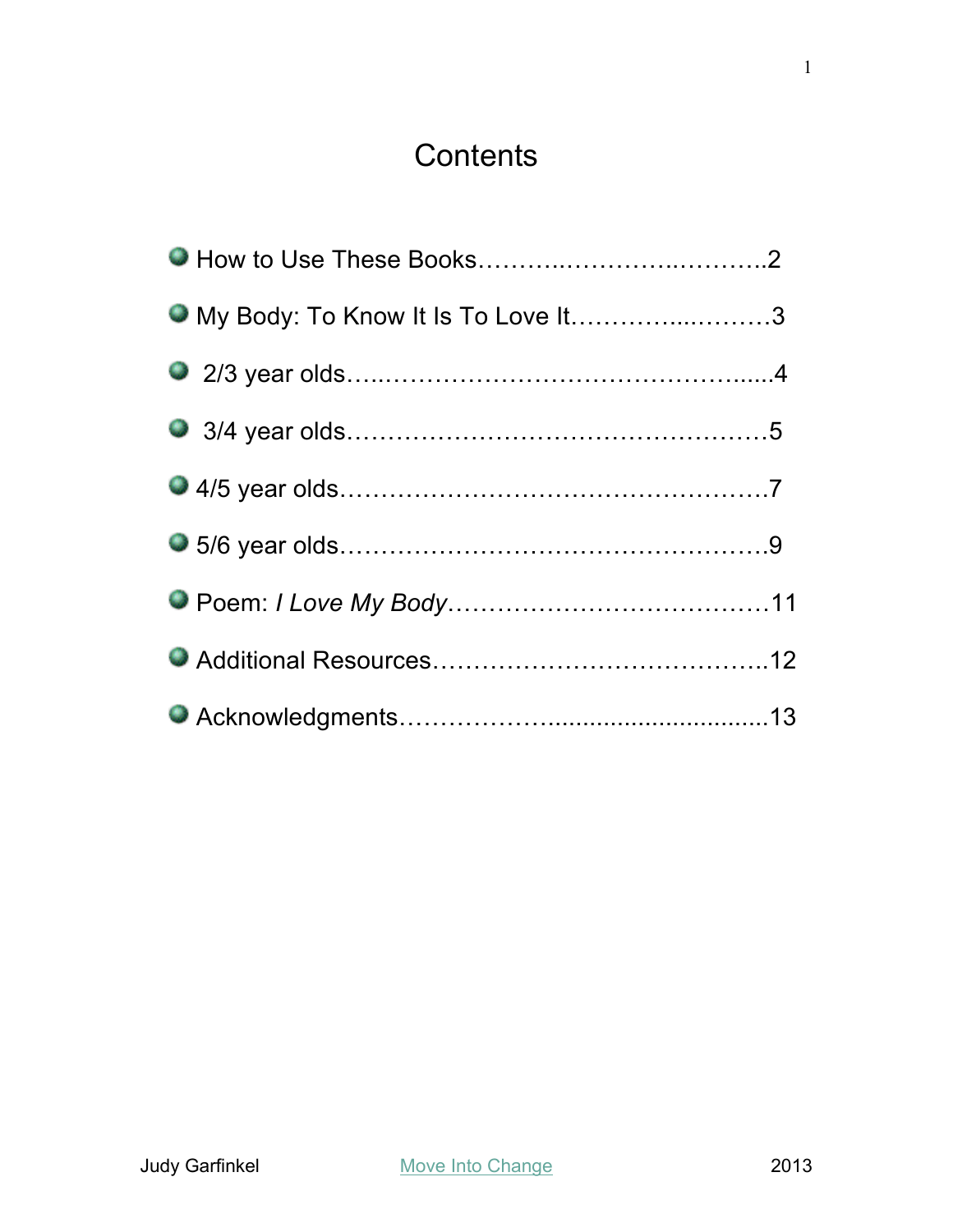# Contents

- How to Use These Books……..………..………..2
- My Body: To Know It Is To Love It………...………3
- 2/3 year olds…..…………………………………....4
- 3/4 year olds……………………………………………5
- 4/5 year olds……………………………………………7
- 5/6 year olds……………………………………………9
- Poem: *I Love My Body*…………………………………11
- Additional Resources…………………………………..12
- Acknowledgments………………..............................13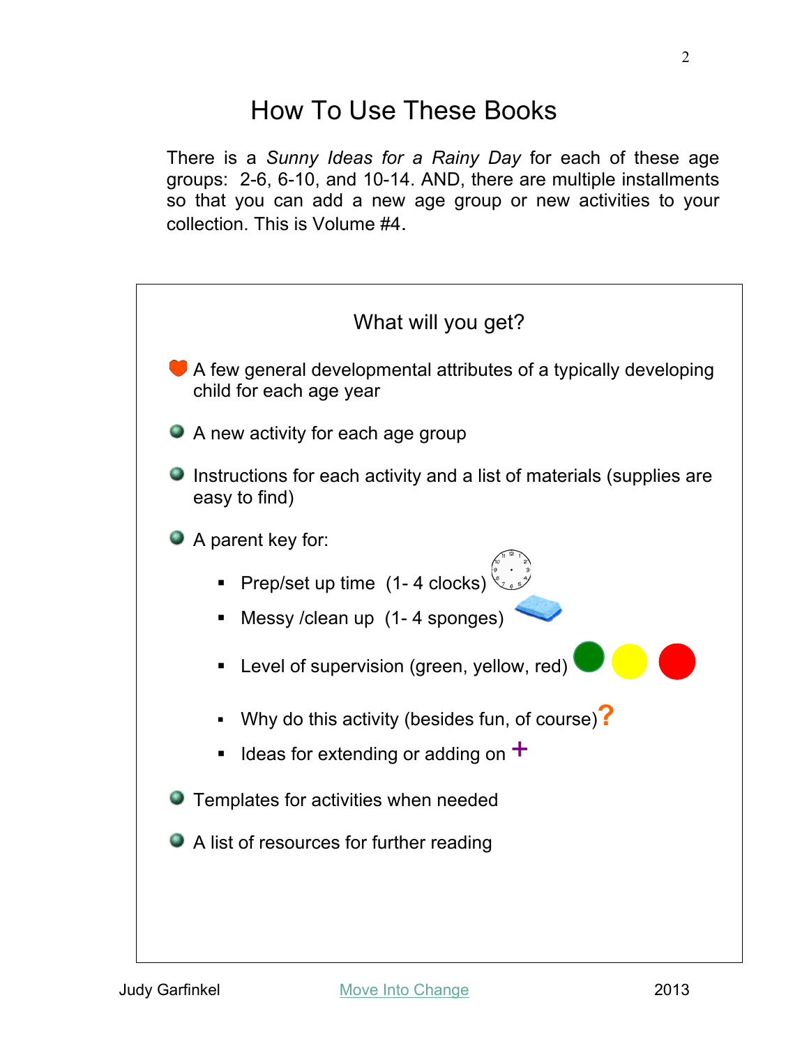# How To Use These Books

There is a *Sunny Ideas for a Rainy Day* for each of these age groups: 2-6, 6-10, and 10-14. AND, there are multiple installments so that you can add a new age group or new activities to your collection. This is Volume #4.

## What will you get?

- A few general developmental attributes of a typically developing child for each age year
- A new activity for each age group
- Instructions for each activity and a list of materials (supplies are easy to find)
- A parent key for:
  - Prep/set up time (1- 4 clocks)
  - Messy /clean up (1- 4 sponges)
  - Level of supervision (green, yellow, red)
  - Why do this activity (besides fun, of course)?
  - Ideas for extending or adding on +
- Templates for activities when needed
- A list of resources for further reading

Judy Garfinkel | Move Into Change | 2013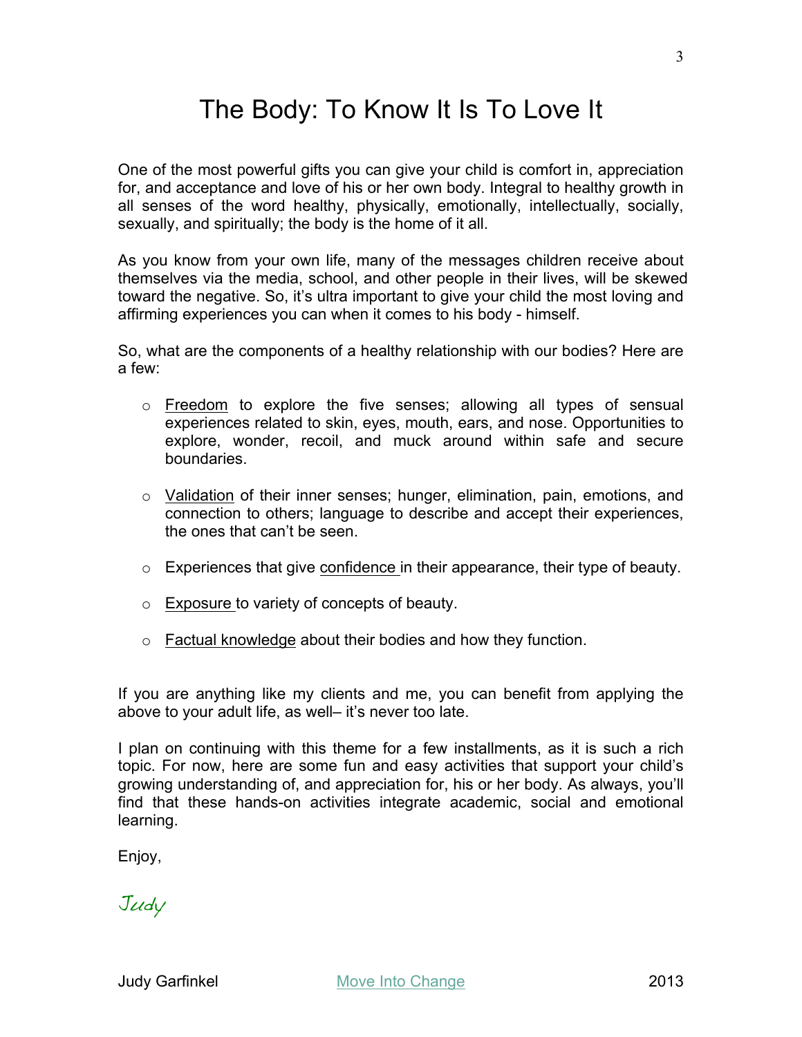# The Body: To Know It Is To Love It

One of the most powerful gifts you can give your child is comfort in, appreciation for, and acceptance and love of his or her own body. Integral to healthy growth in all senses of the word healthy, physically, emotionally, intellectually, socially, sexually, and spiritually; the body is the home of it all.

As you know from your own life, many of the messages children receive about themselves via the media, school, and other people in their lives, will be skewed toward the negative. So, it's ultra important to give your child the most loving and affirming experiences you can when it comes to his body - himself.

So, what are the components of a healthy relationship with our bodies? Here are a few:

- <u>Freedom</u> to explore the five senses; allowing all types of sensual experiences related to skin, eyes, mouth, ears, and nose. Opportunities to explore, wonder, recoil, and muck around within safe and secure boundaries.

- <u>Validation</u> of their inner senses; hunger, elimination, pain, emotions, and connection to others; language to describe and accept their experiences, the ones that can't be seen.

- Experiences that give <u>confidence</u> in their appearance, their type of beauty.

- <u>Exposure</u> to variety of concepts of beauty.

- <u>Factual knowledge</u> about their bodies and how they function.

If you are anything like my clients and me, you can benefit from applying the above to your adult life, as well– it's never too late.

I plan on continuing with this theme for a few installments, as it is such a rich topic. For now, here are some fun and easy activities that support your child's growing understanding of, and appreciation for, his or her body. As always, you'll find that these hands-on activities integrate academic, social and emotional learning.

Enjoy,

*Judy*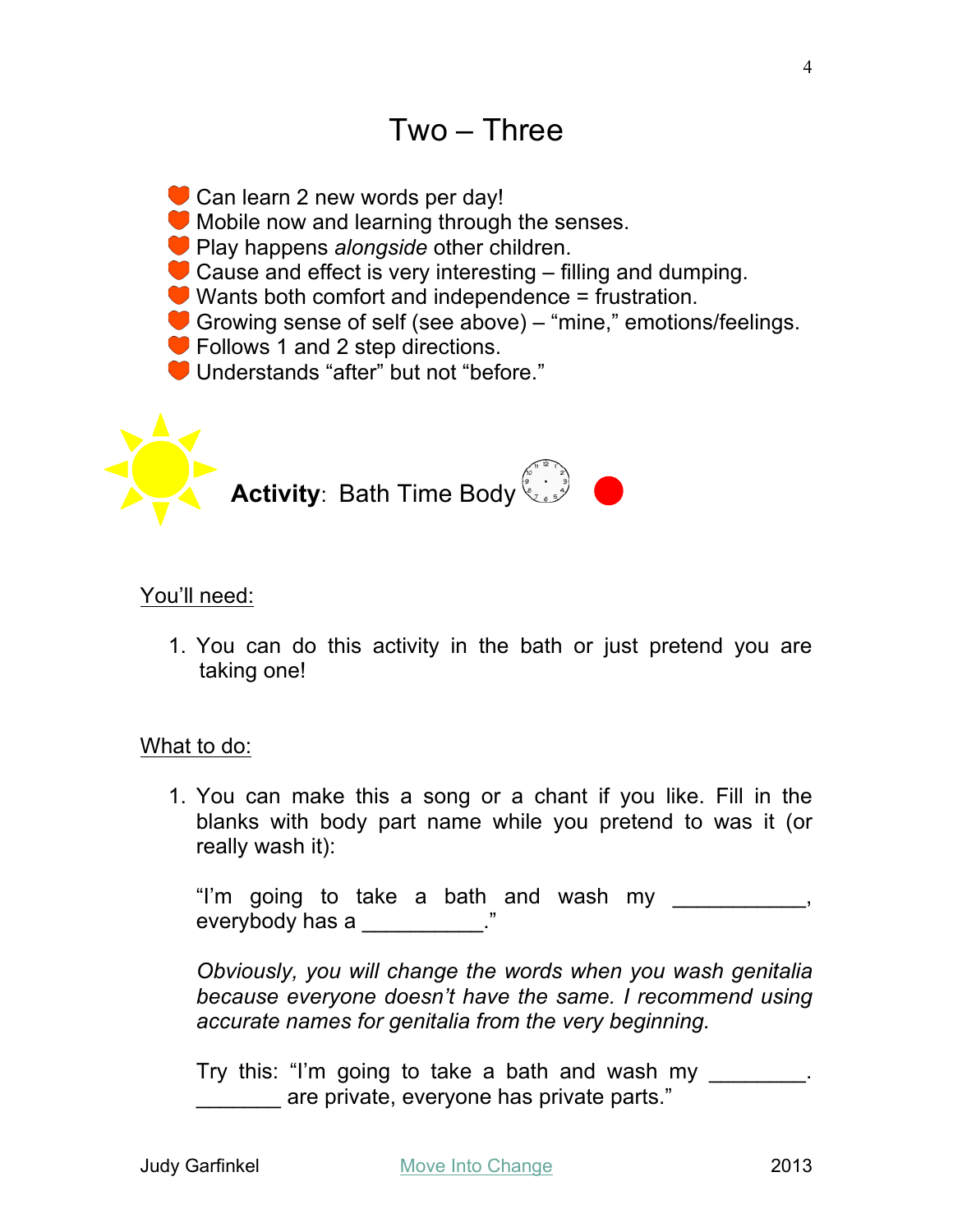# Two – Three

- Can learn 2 new words per day!
- Mobile now and learning through the senses.
- Play happens *alongside* other children.
- Cause and effect is very interesting – filling and dumping.
- Wants both comfort and independence = frustration.
- Growing sense of self (see above) – "mine," emotions/feelings.
- Follows 1 and 2 step directions.
- Understands "after" but not "before."

**Activity**: Bath Time Body

You'll need:

1. You can do this activity in the bath or just pretend you are taking one!

What to do:

1. You can make this a song or a chant if you like. Fill in the blanks with body part name while you pretend to was it (or really wash it):

   "I'm going to take a bath and wash my ___________, everybody has a __________."

   *Obviously, you will change the words when you wash genitalia because everyone doesn't have the same. I recommend using accurate names for genitalia from the very beginning.*

   Try this: "I'm going to take a bath and wash my ________. _______ are private, everyone has private parts."

Judy Garfinkel    Move Into Change    2013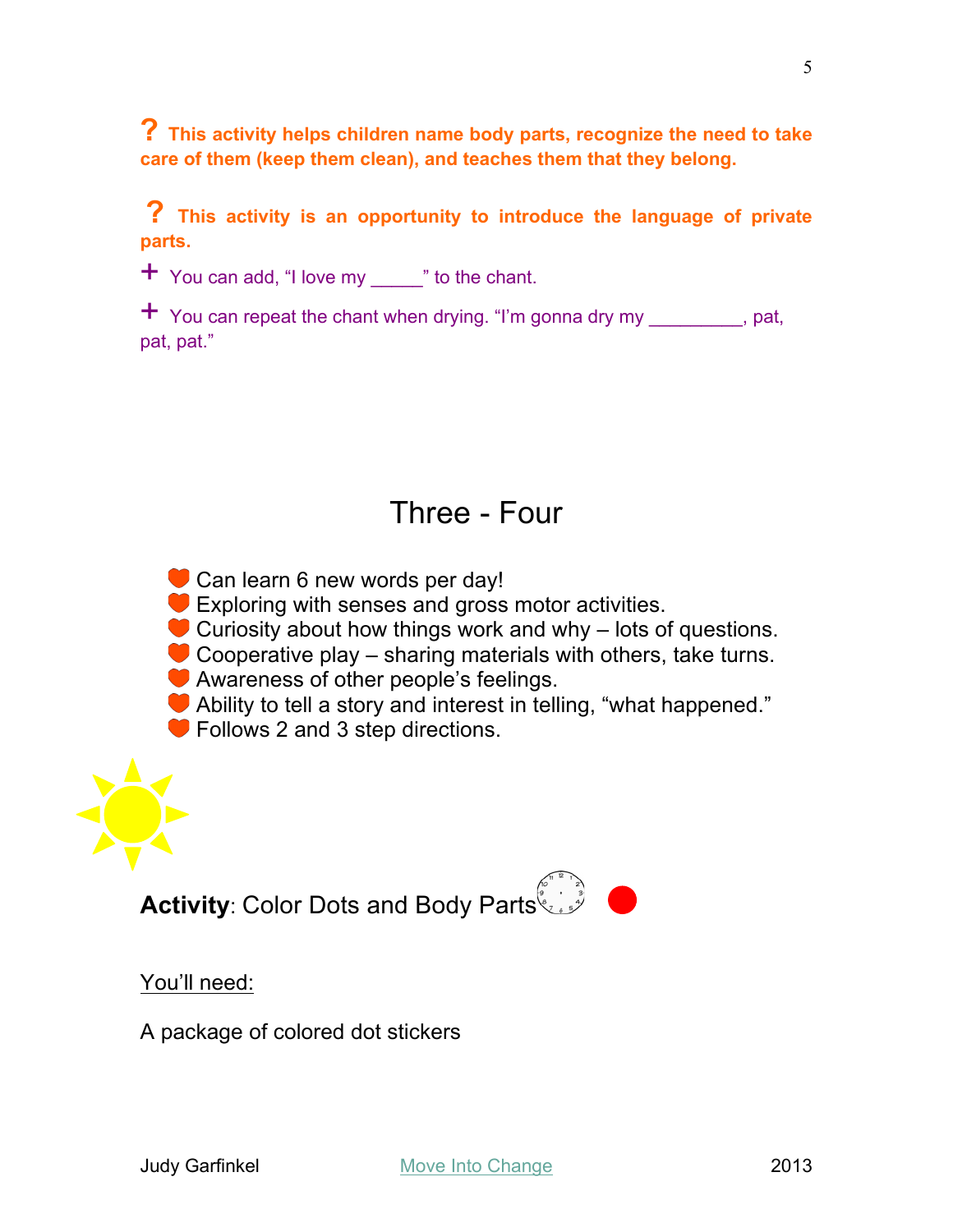**? This activity helps children name body parts, recognize the need to take care of them (keep them clean), and teaches them that they belong.**

**? This activity is an opportunity to introduce the language of private parts.**

+ You can add, "I love my _____" to the chant.

+ You can repeat the chant when drying. "I'm gonna dry my _________, pat, pat, pat."

## Three - Four

- Can learn 6 new words per day!
- Exploring with senses and gross motor activities.
- Curiosity about how things work and why – lots of questions.
- Cooperative play – sharing materials with others, take turns.
- Awareness of other people's feelings.
- Ability to tell a story and interest in telling, "what happened."
- Follows 2 and 3 step directions.

**Activity**: Color Dots and Body Parts

<u>You'll need:</u>

A package of colored dot stickers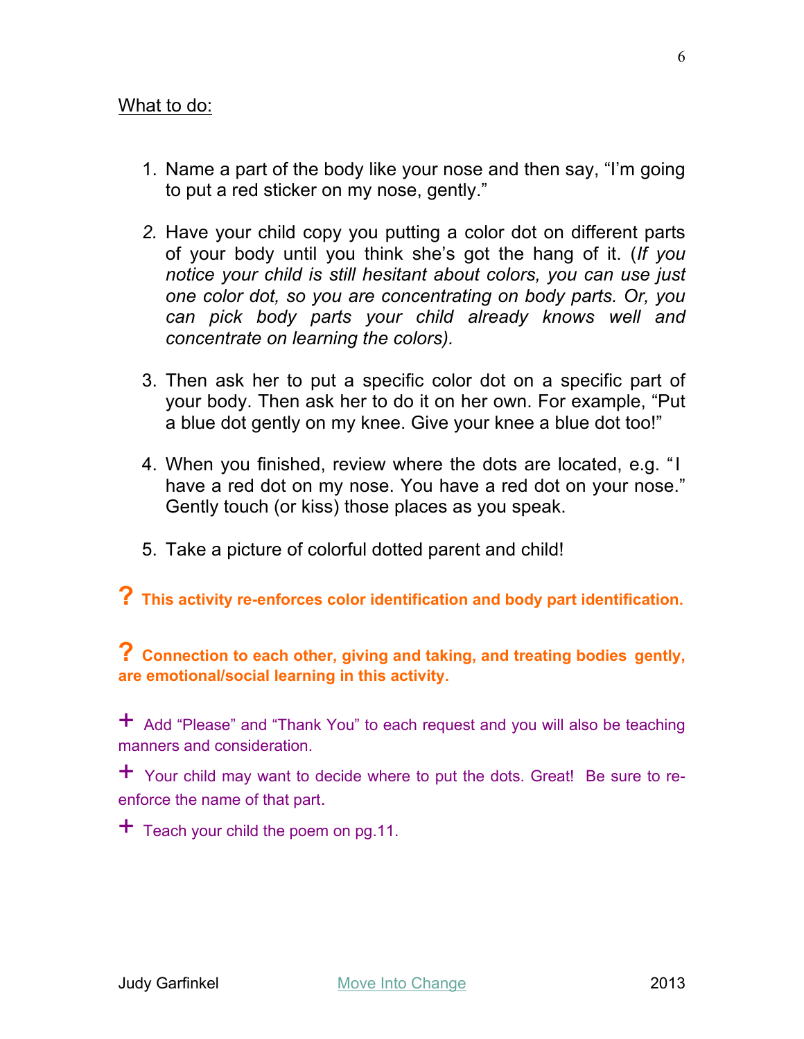<u>What to do:</u>

1. Name a part of the body like your nose and then say, “I’m going to put a red sticker on my nose, gently.”

2. Have your child copy you putting a color dot on different parts of your body until you think she’s got the hang of it. (*If you notice your child is still hesitant about colors, you can use just one color dot, so you are concentrating on body parts. Or, you can pick body parts your child already knows well and concentrate on learning the colors).*

3. Then ask her to put a specific color dot on a specific part of your body. Then ask her to do it on her own. For example, “Put a blue dot gently on my knee. Give your knee a blue dot too!”

4. When you finished, review where the dots are located, e.g. “I have a red dot on my nose. You have a red dot on your nose.” Gently touch (or kiss) those places as you speak.

5. Take a picture of colorful dotted parent and child!

**? This activity re-enforces color identification and body part identification.**

**? Connection to each other, giving and taking, and treating bodies gently, are emotional/social learning in this activity.**

+ Add “Please” and “Thank You” to each request and you will also be teaching manners and consideration.

+ Your child may want to decide where to put the dots. Great! Be sure to re-enforce the name of that part.

+ Teach your child the poem on pg.11.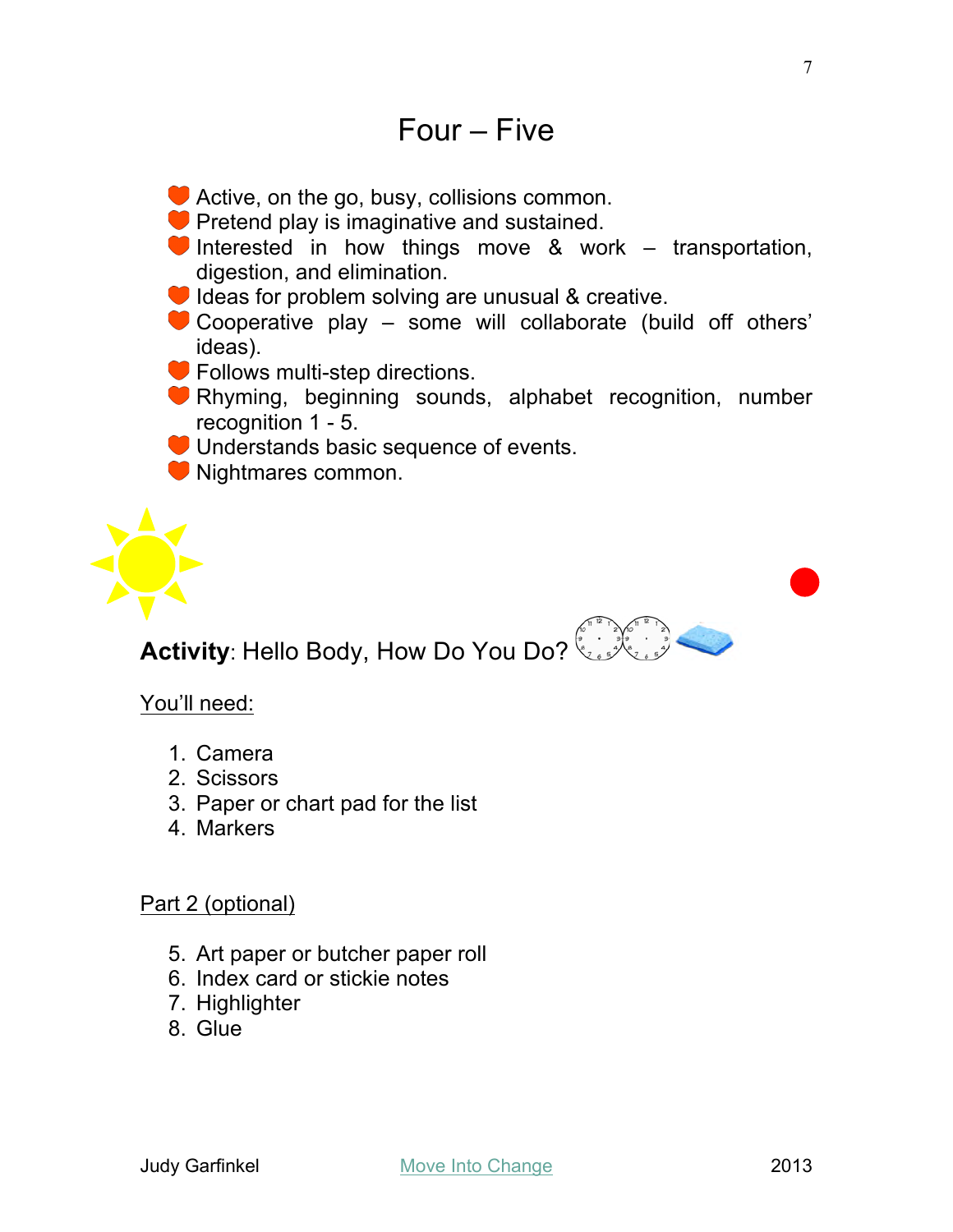# Four – Five

- Active, on the go, busy, collisions common.
- Pretend play is imaginative and sustained.
- Interested in how things move & work – transportation, digestion, and elimination.
- Ideas for problem solving are unusual & creative.
- Cooperative play – some will collaborate (build off others' ideas).
- Follows multi-step directions.
- Rhyming, beginning sounds, alphabet recognition, number recognition 1 - 5.
- Understands basic sequence of events.
- Nightmares common.

**Activity**: Hello Body, How Do You Do?

<u>You'll need:</u>

1. Camera
2. Scissors
3. Paper or chart pad for the list
4. Markers

<u>Part 2 (optional)</u>

5. Art paper or butcher paper roll
6. Index card or stickie notes
7. Highlighter
8. Glue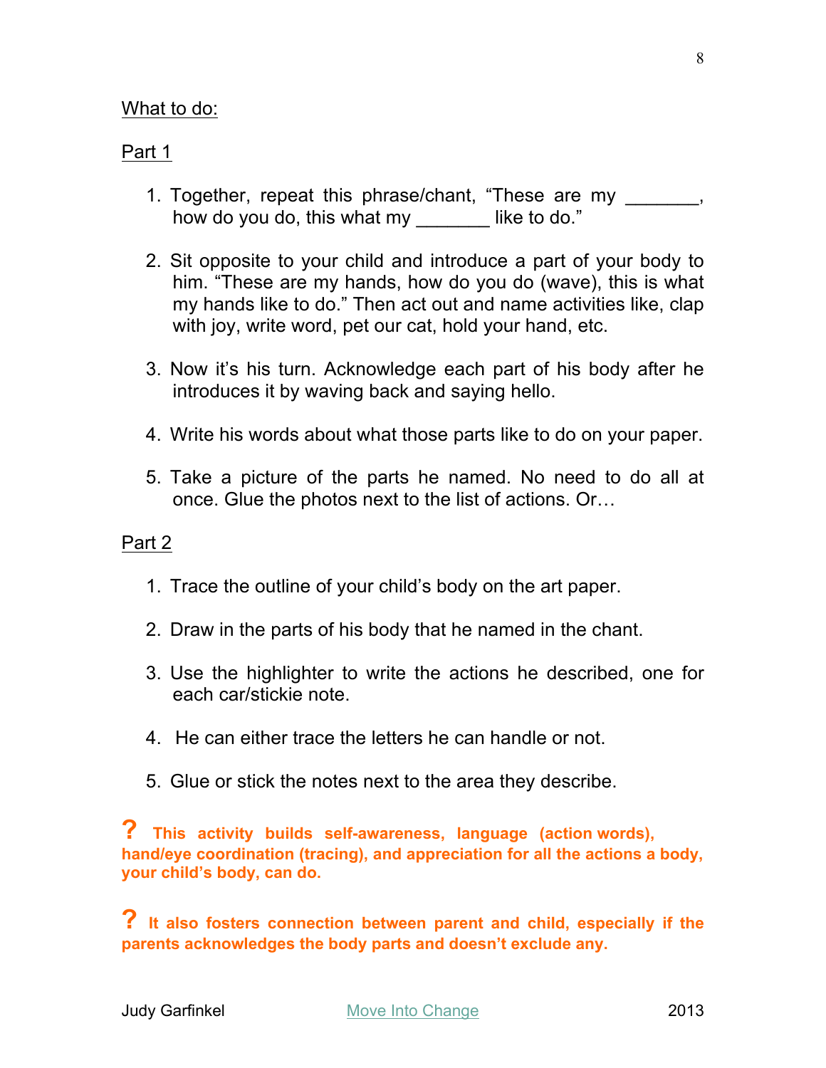What to do:

Part 1

1. Together, repeat this phrase/chant, “These are my _______, how do you do, this what my _______ like to do.”

2. Sit opposite to your child and introduce a part of your body to him. “These are my hands, how do you do (wave), this is what my hands like to do.” Then act out and name activities like, clap with joy, write word, pet our cat, hold your hand, etc.

3. Now it’s his turn. Acknowledge each part of his body after he introduces it by waving back and saying hello.

4. Write his words about what those parts like to do on your paper.

5. Take a picture of the parts he named. No need to do all at once. Glue the photos next to the list of actions. Or…

Part 2

1. Trace the outline of your child’s body on the art paper.

2. Draw in the parts of his body that he named in the chant.

3. Use the highlighter to write the actions he described, one for each car/stickie note.

4. He can either trace the letters he can handle or not.

5. Glue or stick the notes next to the area they describe.

**? This activity builds self-awareness, language (action words), hand/eye coordination (tracing), and appreciation for all the actions a body, your child’s body, can do.**

**? It also fosters connection between parent and child, especially if the parents acknowledges the body parts and doesn’t exclude any.**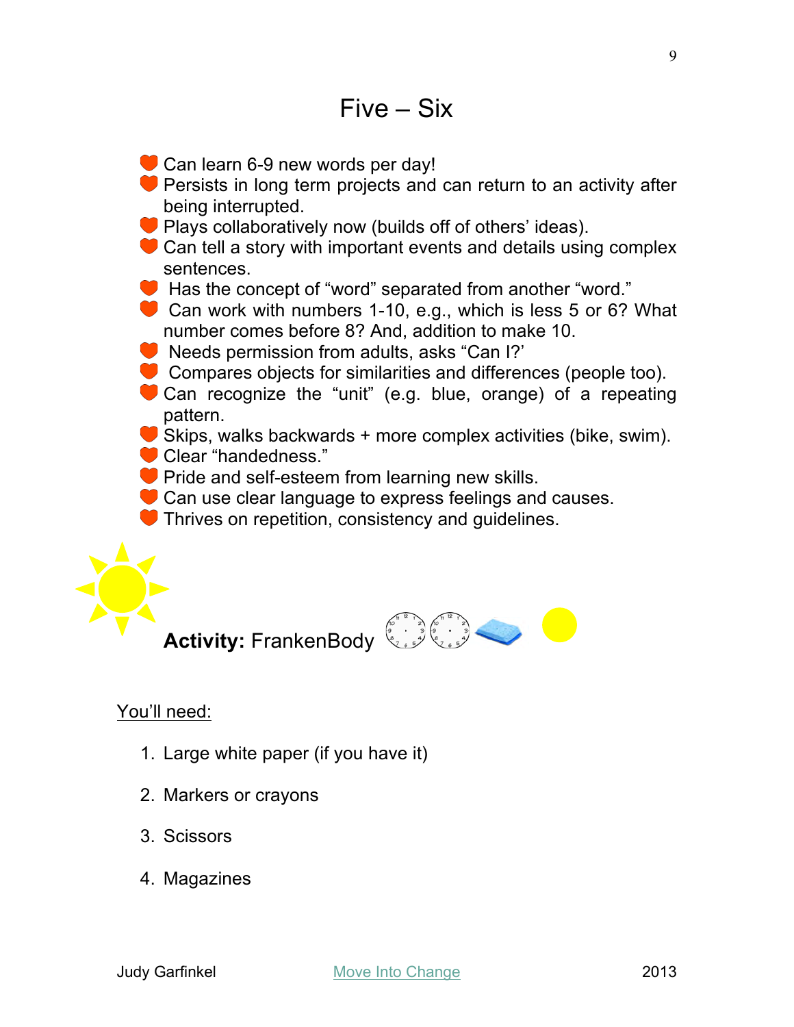# Five – Six

- Can learn 6-9 new words per day!
- Persists in long term projects and can return to an activity after being interrupted.
- Plays collaboratively now (builds off of others' ideas).
- Can tell a story with important events and details using complex sentences.
- Has the concept of "word" separated from another "word."
- Can work with numbers 1-10, e.g., which is less 5 or 6? What number comes before 8? And, addition to make 10.
- Needs permission from adults, asks "Can I?'
- Compares objects for similarities and differences (people too).
- Can recognize the "unit" (e.g. blue, orange) of a repeating pattern.
- Skips, walks backwards + more complex activities (bike, swim).
- Clear "handedness."
- Pride and self-esteem from learning new skills.
- Can use clear language to express feelings and causes.
- Thrives on repetition, consistency and guidelines.

**Activity:** FrankenBody

You'll need:

1. Large white paper (if you have it)
2. Markers or crayons
3. Scissors
4. Magazines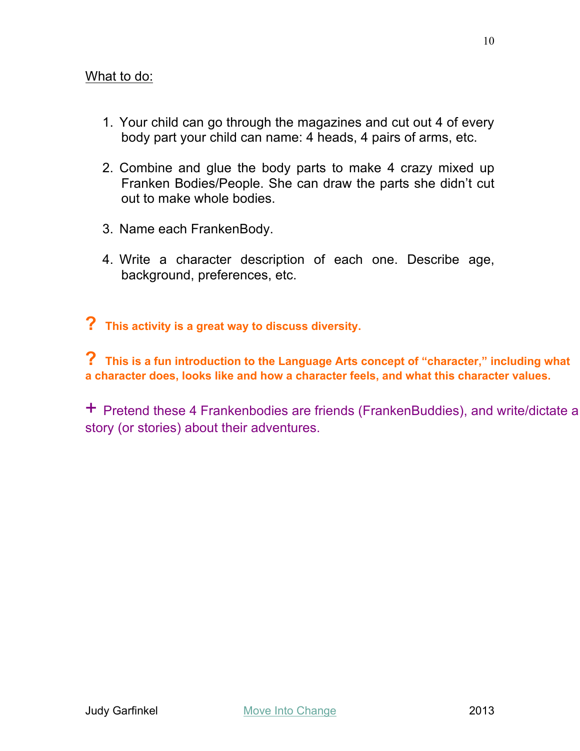What to do:

1. Your child can go through the magazines and cut out 4 of every body part your child can name: 4 heads, 4 pairs of arms, etc.

2. Combine and glue the body parts to make 4 crazy mixed up Franken Bodies/People. She can draw the parts she didn't cut out to make whole bodies.

3. Name each FrankenBody.

4. Write a character description of each one. Describe age, background, preferences, etc.

**? This activity is a great way to discuss diversity.**

**? This is a fun introduction to the Language Arts concept of "character," including what a character does, looks like and how a character feels, and what this character values.**

+ Pretend these 4 Frankenbodies are friends (FrankenBuddies), and write/dictate a story (or stories) about their adventures.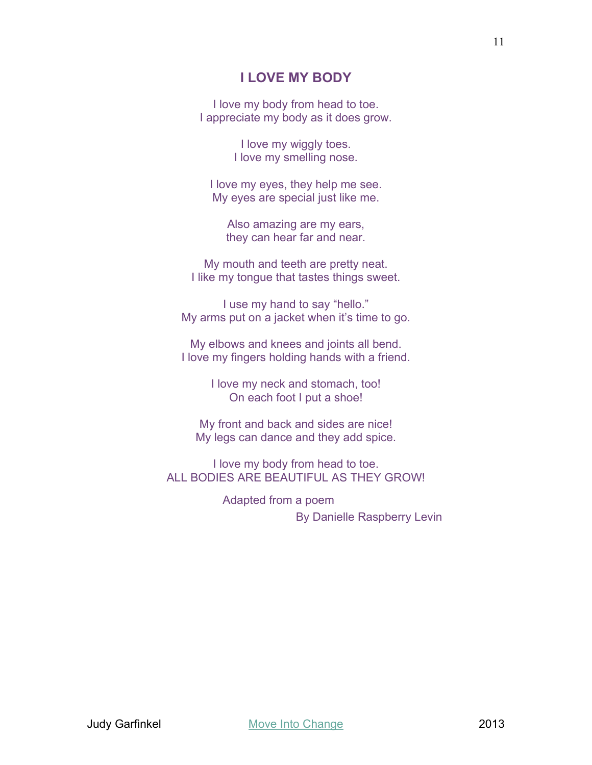## I LOVE MY BODY

I love my body from head to toe.
I appreciate my body as it does grow.

I love my wiggly toes.
I love my smelling nose.

I love my eyes, they help me see.
My eyes are special just like me.

Also amazing are my ears,
they can hear far and near.

My mouth and teeth are pretty neat.
I like my tongue that tastes things sweet.

I use my hand to say "hello."
My arms put on a jacket when it's time to go.

My elbows and knees and joints all bend.
I love my fingers holding hands with a friend.

I love my neck and stomach, too!
On each foot I put a shoe!

My front and back and sides are nice!
My legs can dance and they add spice.

I love my body from head to toe.
ALL BODIES ARE BEAUTIFUL AS THEY GROW!

Adapted from a poem
By Danielle Raspberry Levin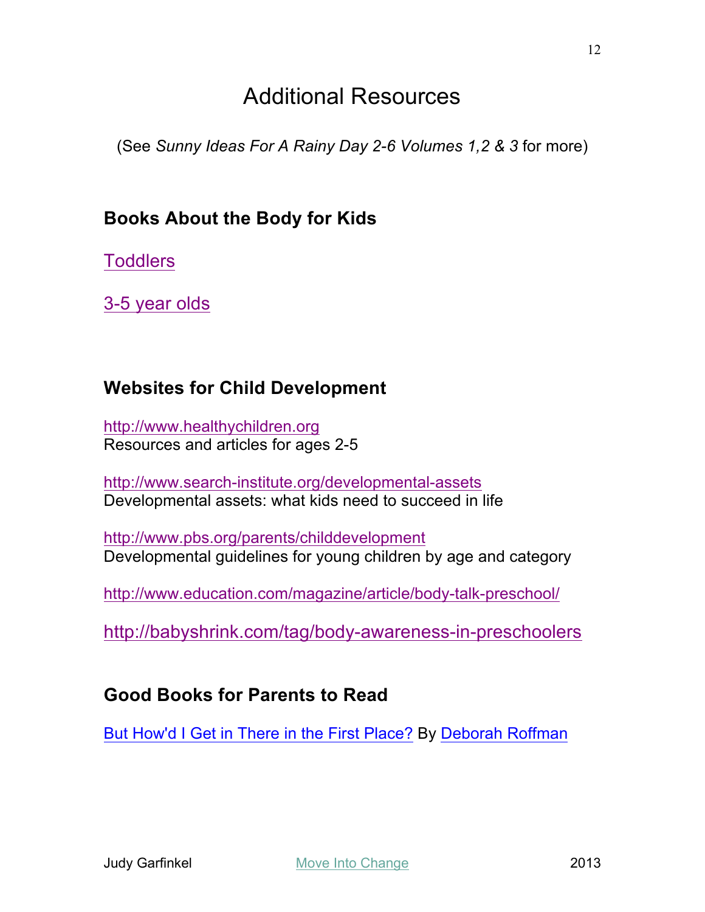# Additional Resources

(See *Sunny Ideas For A Rainy Day 2-6 Volumes 1,2 & 3* for more)

## Books About the Body for Kids

Toddlers

3-5 year olds

## Websites for Child Development

http://www.healthychildren.org
Resources and articles for ages 2-5

http://www.search-institute.org/developmental-assets
Developmental assets: what kids need to succeed in life

http://www.pbs.org/parents/childdevelopment
Developmental guidelines for young children by age and category

http://www.education.com/magazine/article/body-talk-preschool/

http://babyshrink.com/tag/body-awareness-in-preschoolers

## Good Books for Parents to Read

But How'd I Get in There in the First Place? By Deborah Roffman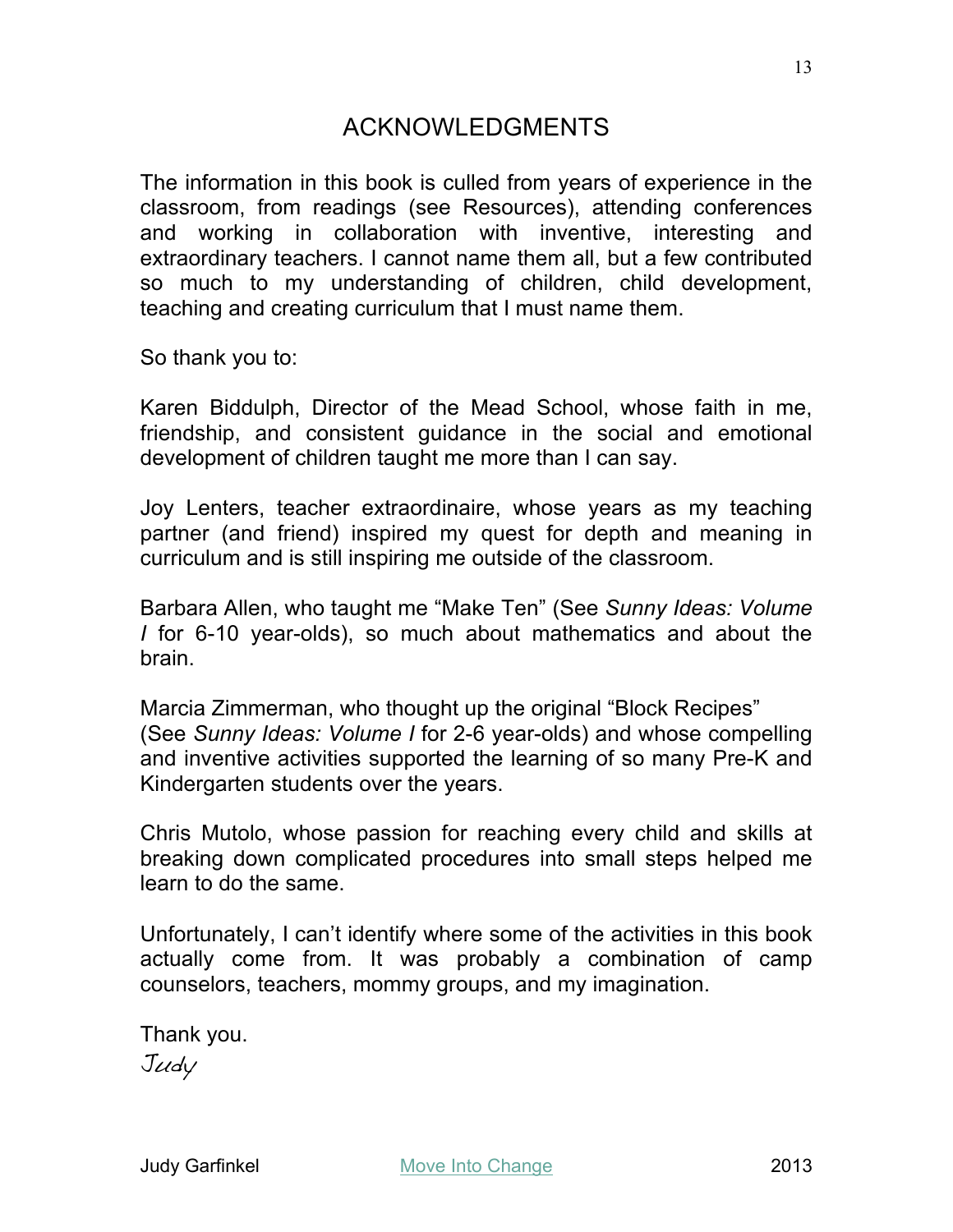# ACKNOWLEDGMENTS

The information in this book is culled from years of experience in the classroom, from readings (see Resources), attending conferences and working in collaboration with inventive, interesting and extraordinary teachers. I cannot name them all, but a few contributed so much to my understanding of children, child development, teaching and creating curriculum that I must name them.

So thank you to:

Karen Biddulph, Director of the Mead School, whose faith in me, friendship, and consistent guidance in the social and emotional development of children taught me more than I can say.

Joy Lenters, teacher extraordinaire, whose years as my teaching partner (and friend) inspired my quest for depth and meaning in curriculum and is still inspiring me outside of the classroom.

Barbara Allen, who taught me "Make Ten" (See *Sunny Ideas: Volume I* for 6-10 year-olds), so much about mathematics and about the brain.

Marcia Zimmerman, who thought up the original "Block Recipes" (See *Sunny Ideas: Volume I* for 2-6 year-olds) and whose compelling and inventive activities supported the learning of so many Pre-K and Kindergarten students over the years.

Chris Mutolo, whose passion for reaching every child and skills at breaking down complicated procedures into small steps helped me learn to do the same.

Unfortunately, I can't identify where some of the activities in this book actually come from. It was probably a combination of camp counselors, teachers, mommy groups, and my imagination.

Thank you.

Judy